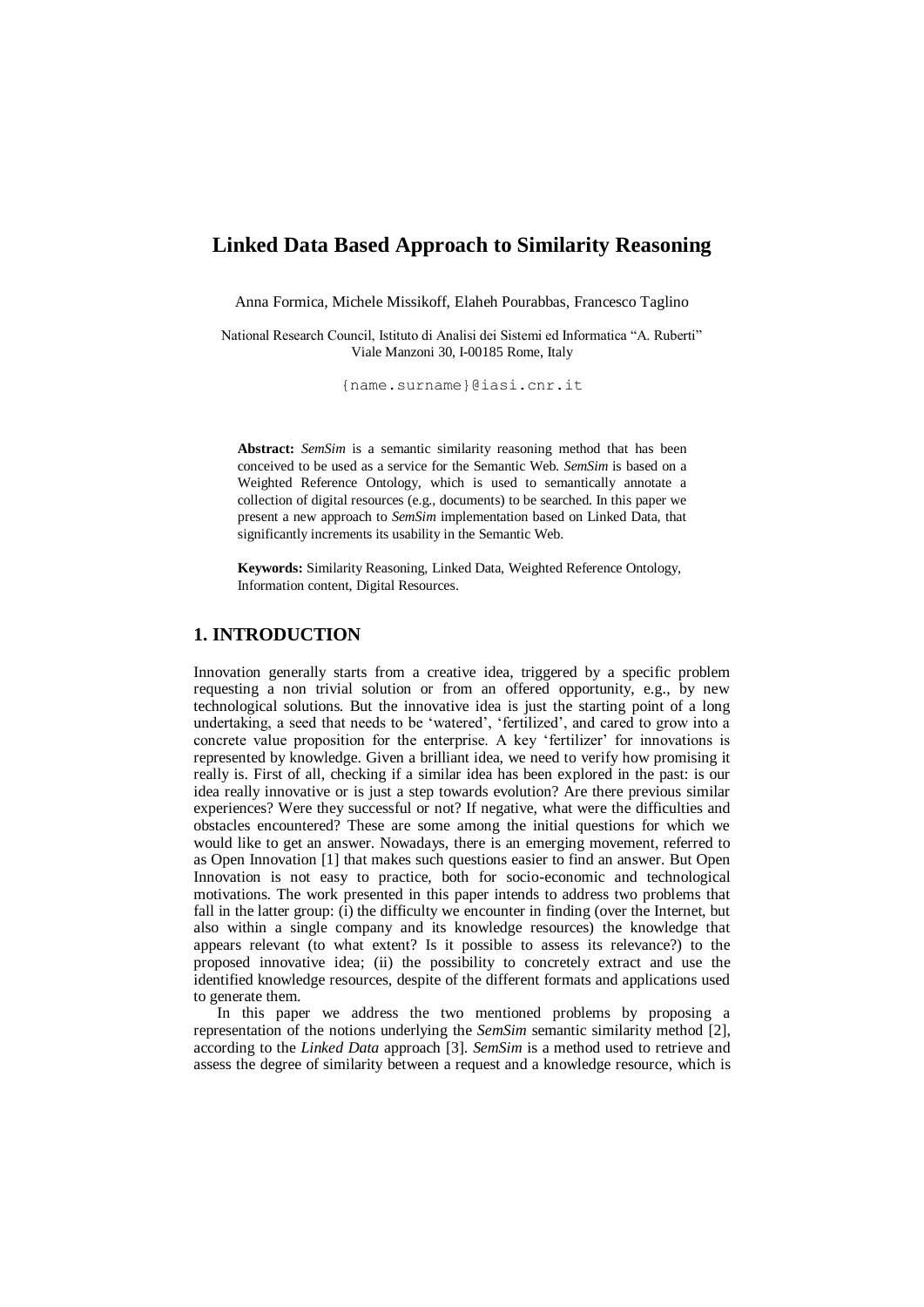# Linked Data Based Approach to Similarity Reasoning

Anna Formica, Michele Missikoff, Elaheh Pourabbas, Francesco Taglino

National Research Council, Istituto di Analisi dei Sistemi ed Informatica "A. Ruberti"
Viale Manzoni 30, I-00185 Rome, Italy

{name.surname}@iasi.cnr.it

**Abstract:** *SemSim* is a semantic similarity reasoning method that has been conceived to be used as a service for the Semantic Web. *SemSim* is based on a Weighted Reference Ontology, which is used to semantically annotate a collection of digital resources (e.g., documents) to be searched. In this paper we present a new approach to *SemSim* implementation based on Linked Data, that significantly increments its usability in the Semantic Web.

**Keywords:** Similarity Reasoning, Linked Data, Weighted Reference Ontology, Information content, Digital Resources.

## 1. INTRODUCTION

Innovation generally starts from a creative idea, triggered by a specific problem requesting a non trivial solution or from an offered opportunity, e.g., by new technological solutions. But the innovative idea is just the starting point of a long undertaking, a seed that needs to be 'watered', 'fertilized', and cared to grow into a concrete value proposition for the enterprise. A key 'fertilizer' for innovations is represented by knowledge. Given a brilliant idea, we need to verify how promising it really is. First of all, checking if a similar idea has been explored in the past: is our idea really innovative or is just a step towards evolution? Are there previous similar experiences? Were they successful or not? If negative, what were the difficulties and obstacles encountered? These are some among the initial questions for which we would like to get an answer. Nowadays, there is an emerging movement, referred to as Open Innovation [1] that makes such questions easier to find an answer. But Open Innovation is not easy to practice, both for socio-economic and technological motivations. The work presented in this paper intends to address two problems that fall in the latter group: (i) the difficulty we encounter in finding (over the Internet, but also within a single company and its knowledge resources) the knowledge that appears relevant (to what extent? Is it possible to assess its relevance?) to the proposed innovative idea; (ii) the possibility to concretely extract and use the identified knowledge resources, despite of the different formats and applications used to generate them.

In this paper we address the two mentioned problems by proposing a representation of the notions underlying the *SemSim* semantic similarity method [2], according to the *Linked Data* approach [3]. *SemSim* is a method used to retrieve and assess the degree of similarity between a request and a knowledge resource, which is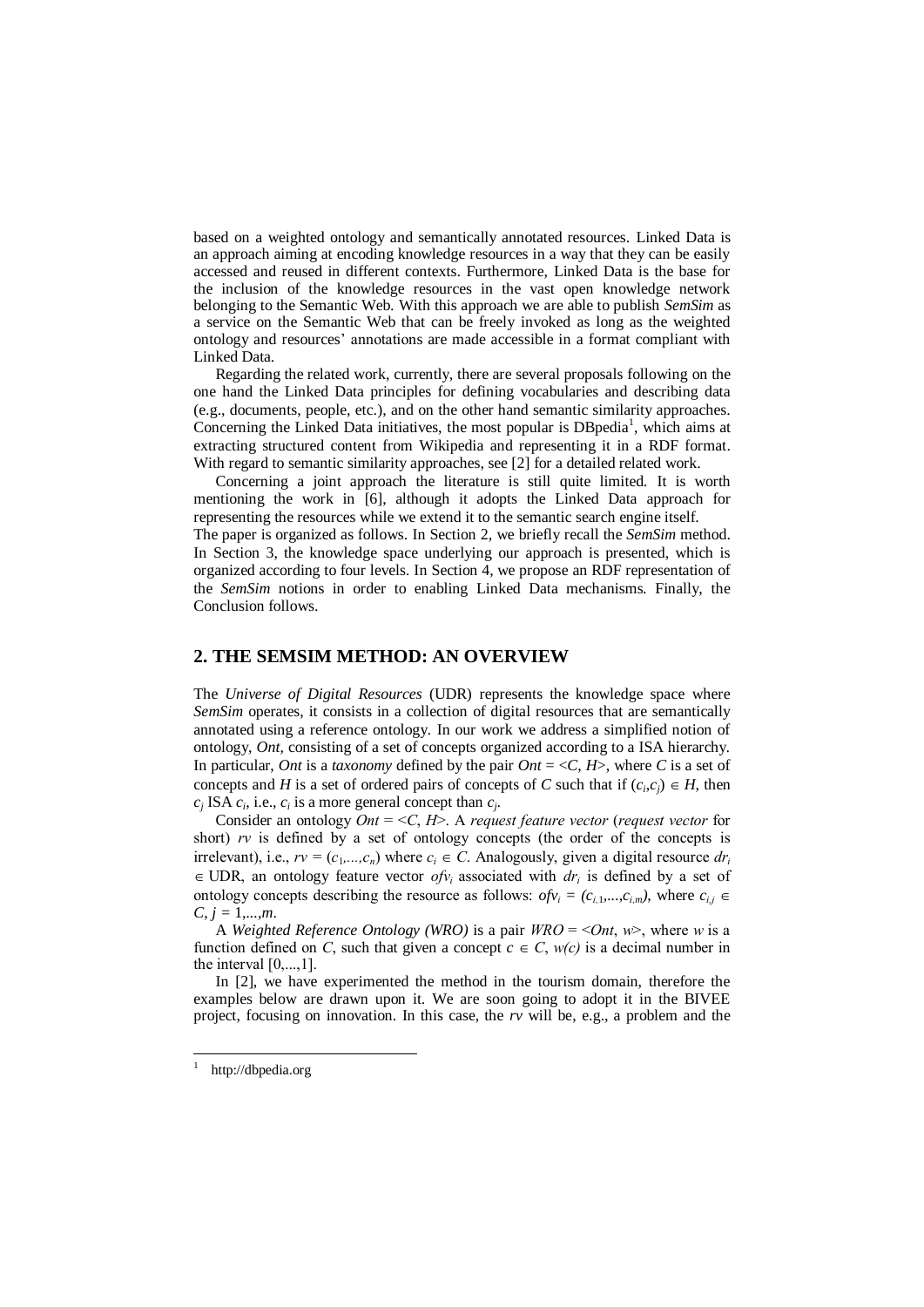based on a weighted ontology and semantically annotated resources. Linked Data is an approach aiming at encoding knowledge resources in a way that they can be easily accessed and reused in different contexts. Furthermore, Linked Data is the base for the inclusion of the knowledge resources in the vast open knowledge network belonging to the Semantic Web. With this approach we are able to publish *SemSim* as a service on the Semantic Web that can be freely invoked as long as the weighted ontology and resources' annotations are made accessible in a format compliant with Linked Data.

Regarding the related work, currently, there are several proposals following on the one hand the Linked Data principles for defining vocabularies and describing data (e.g., documents, people, etc.), and on the other hand semantic similarity approaches. Concerning the Linked Data initiatives, the most popular is DBpedia[1], which aims at extracting structured content from Wikipedia and representing it in a RDF format. With regard to semantic similarity approaches, see [2] for a detailed related work.

Concerning a joint approach the literature is still quite limited. It is worth mentioning the work in [6], although it adopts the Linked Data approach for representing the resources while we extend it to the semantic search engine itself.

The paper is organized as follows. In Section 2, we briefly recall the *SemSim* method. In Section 3, the knowledge space underlying our approach is presented, which is organized according to four levels. In Section 4, we propose an RDF representation of the *SemSim* notions in order to enabling Linked Data mechanisms. Finally, the Conclusion follows.

## 2. THE SEMSIM METHOD: AN OVERVIEW

The *Universe of Digital Resources* (UDR) represents the knowledge space where *SemSim* operates, it consists in a collection of digital resources that are semantically annotated using a reference ontology. In our work we address a simplified notion of ontology, *Ont*, consisting of a set of concepts organized according to a ISA hierarchy. In particular, *Ont* is a *taxonomy* defined by the pair $Ont = <C, H>$, where $C$ is a set of concepts and $H$ is a set of ordered pairs of concepts of $C$ such that if $(c_i,c_j) \in H$, then $c_j$ ISA $c_i$, i.e., $c_i$ is a more general concept than $c_j$.

Consider an ontology $Ont = <C, H>$. A *request feature vector* (*request vector* for short) $rv$ is defined by a set of ontology concepts (the order of the concepts is irrelevant), i.e., $rv = (c_1,...,c_n)$ where $c_i \in C$. Analogously, given a digital resource $dr_i \in$ UDR, an ontology feature vector $ofv_i$ associated with $dr_i$ is defined by a set of ontology concepts describing the resource as follows: $ofv_i = (c_{i,1},...,c_{i,m})$, where $c_{i,j} \in C$, $j = 1,...,m$.

A *Weighted Reference Ontology (WRO)* is a pair $WRO = <Ont, w>$, where $w$ is a function defined on $C$, such that given a concept $c \in C$, $w(c)$ is a decimal number in the interval $[0,...,1]$.

In [2], we have experimented the method in the tourism domain, therefore the examples below are drawn upon it. We are soon going to adopt it in the BIVEE project, focusing on innovation. In this case, the $rv$ will be, e.g., a problem and the

[1] http://dbpedia.org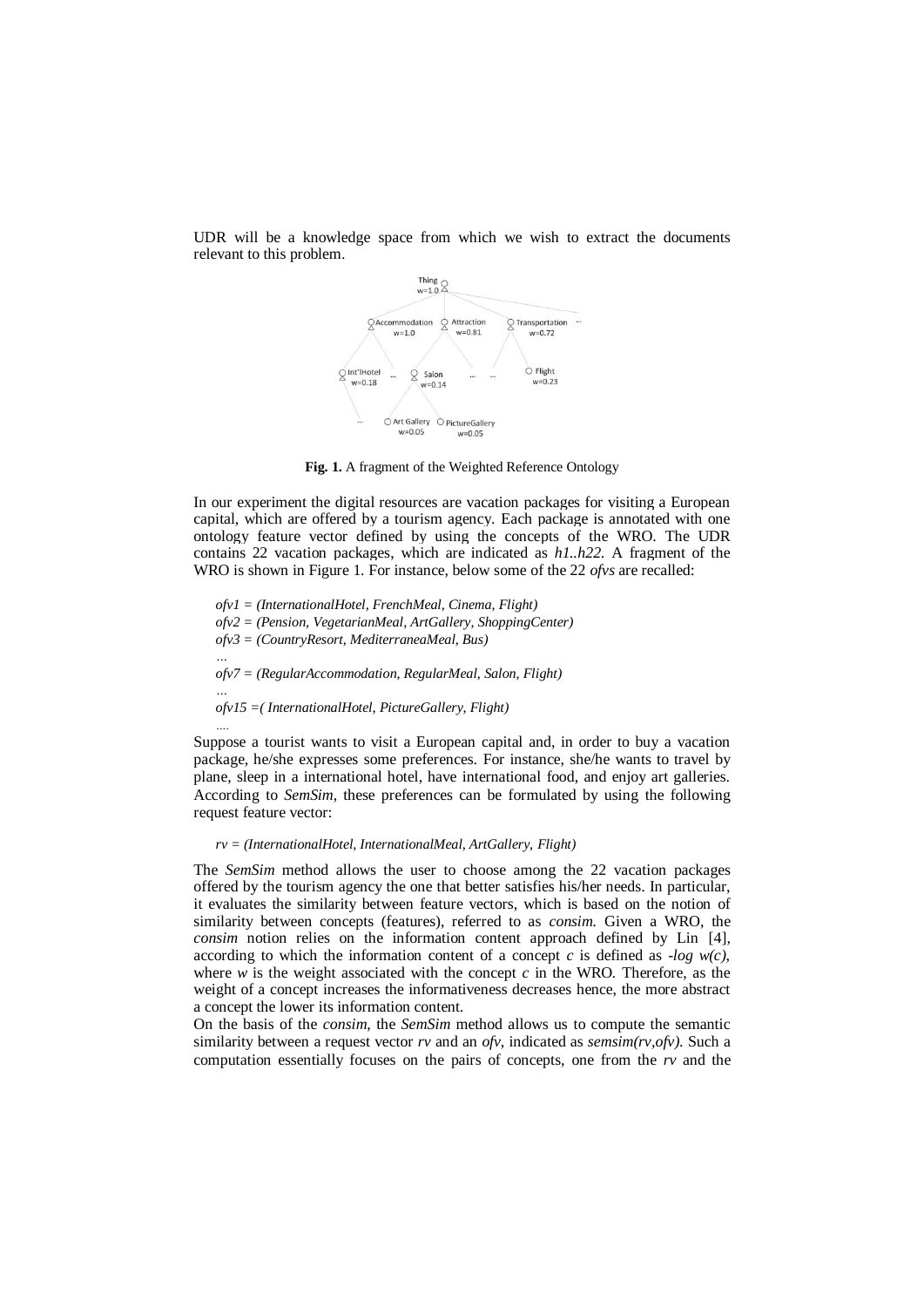UDR will be a knowledge space from which we wish to extract the documents relevant to this problem.

**Fig. 1.** A fragment of the Weighted Reference Ontology

In our experiment the digital resources are vacation packages for visiting a European capital, which are offered by a tourism agency. Each package is annotated with one ontology feature vector defined by using the concepts of the WRO. The UDR contains 22 vacation packages, which are indicated as *h1..h22.* A fragment of the WRO is shown in Figure 1. For instance, below some of the 22 *ofvs* are recalled:

*ofv1 = (InternationalHotel, FrenchMeal, Cinema, Flight)*
*ofv2 = (Pension, VegetarianMeal, ArtGallery, ShoppingCenter)*
*ofv3 = (CountryResort, MediterraneaMeal, Bus)*
*…*
*ofv7 = (RegularAccommodation, RegularMeal, Salon, Flight)*
*…*
*ofv15 =( InternationalHotel, PictureGallery, Flight)*
*….*

Suppose a tourist wants to visit a European capital and, in order to buy a vacation package, he/she expresses some preferences. For instance, she/he wants to travel by plane, sleep in a international hotel, have international food, and enjoy art galleries. According to *SemSim*, these preferences can be formulated by using the following request feature vector:

*rv = (InternationalHotel, InternationalMeal, ArtGallery, Flight)*

The *SemSim* method allows the user to choose among the 22 vacation packages offered by the tourism agency the one that better satisfies his/her needs. In particular, it evaluates the similarity between feature vectors, which is based on the notion of similarity between concepts (features), referred to as *consim.* Given a WRO, the *consim* notion relies on the information content approach defined by Lin [4], according to which the information content of a concept $c$ is defined as $-\log w(c)$, where $w$ is the weight associated with the concept $c$ in the WRO. Therefore, as the weight of a concept increases the informativeness decreases hence, the more abstract a concept the lower its information content.

On the basis of the *consim*, the *SemSim* method allows us to compute the semantic similarity between a request vector *rv* and an *ofv*, indicated as *semsim(rv,ofv).* Such a computation essentially focuses on the pairs of concepts, one from the *rv* and the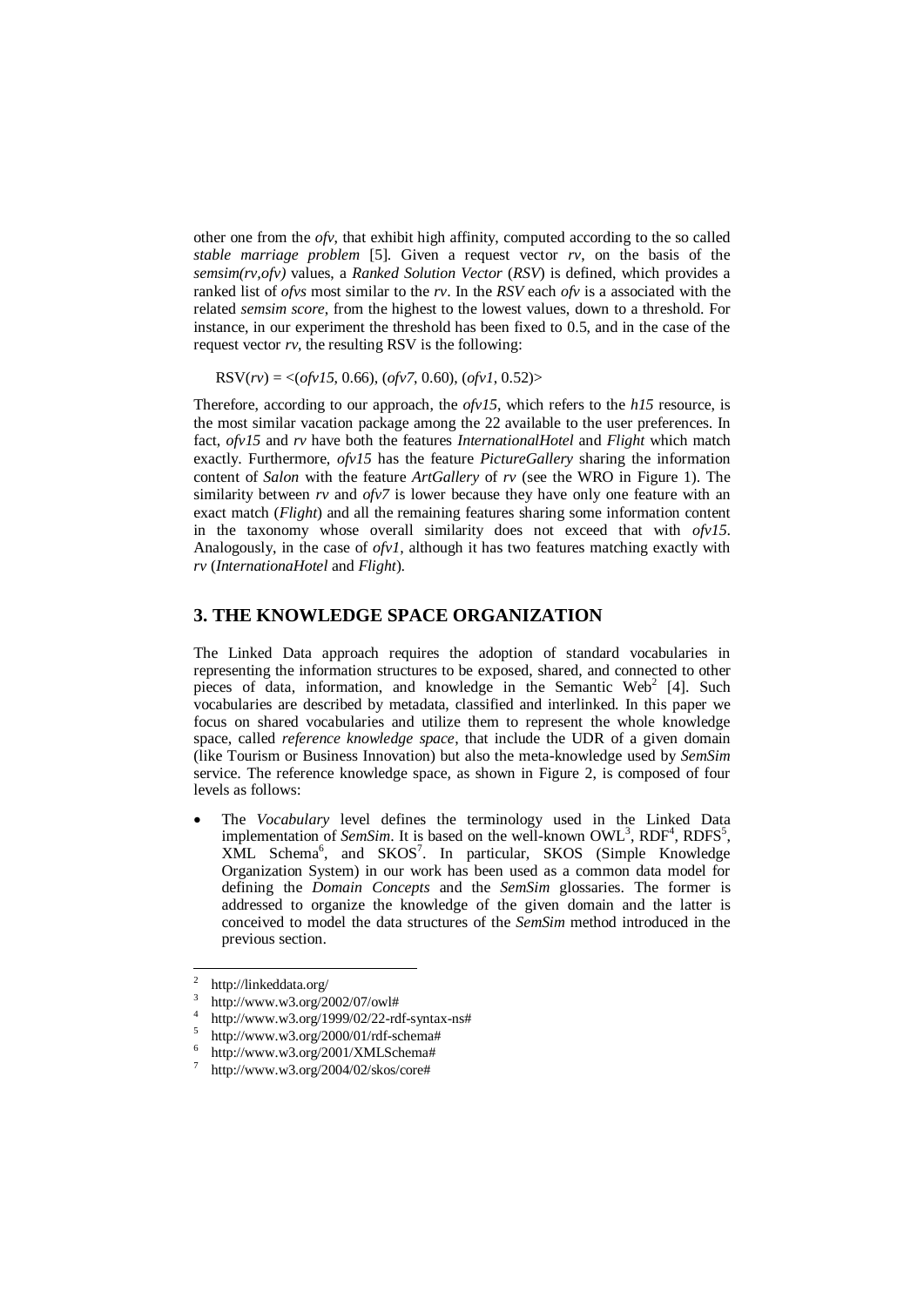other one from the *ofv*, that exhibit high affinity, computed according to the so called *stable marriage problem* [5]. Given a request vector *rv*, on the basis of the *semsim(rv,ofv)* values, a *Ranked Solution Vector* (*RSV*) is defined, which provides a ranked list of *ofvs* most similar to the *rv*. In the *RSV* each *ofv* is a associated with the related *semsim score*, from the highest to the lowest values, down to a threshold. For instance, in our experiment the threshold has been fixed to 0.5, and in the case of the request vector *rv*, the resulting RSV is the following:

RSV(*rv*) = <(*ofv15*, 0.66), (*ofv7*, 0.60), (*ofv1*, 0.52)>

Therefore, according to our approach, the *ofv15*, which refers to the *h15* resource, is the most similar vacation package among the 22 available to the user preferences. In fact, *ofv15* and *rv* have both the features *InternationalHotel* and *Flight* which match exactly. Furthermore, *ofv15* has the feature *PictureGallery* sharing the information content of *Salon* with the feature *ArtGallery* of *rv* (see the WRO in Figure 1). The similarity between *rv* and *ofv7* is lower because they have only one feature with an exact match (*Flight*) and all the remaining features sharing some information content in the taxonomy whose overall similarity does not exceed that with *ofv15*. Analogously, in the case of *ofv1*, although it has two features matching exactly with *rv* (*InternationaHotel* and *Flight*).

## 3. THE KNOWLEDGE SPACE ORGANIZATION

The Linked Data approach requires the adoption of standard vocabularies in representing the information structures to be exposed, shared, and connected to other pieces of data, information, and knowledge in the Semantic Web[2] [4]. Such vocabularies are described by metadata, classified and interlinked. In this paper we focus on shared vocabularies and utilize them to represent the whole knowledge space, called *reference knowledge space*, that include the UDR of a given domain (like Tourism or Business Innovation) but also the meta-knowledge used by *SemSim* service. The reference knowledge space, as shown in Figure 2, is composed of four levels as follows:

- The *Vocabulary* level defines the terminology used in the Linked Data implementation of *SemSim*. It is based on the well-known OWL[3], RDF[4], RDFS[5], XML Schema[6], and SKOS[7]. In particular, SKOS (Simple Knowledge Organization System) in our work has been used as a common data model for defining the *Domain Concepts* and the *SemSim* glossaries. The former is addressed to organize the knowledge of the given domain and the latter is conceived to model the data structures of the *SemSim* method introduced in the previous section.

---

[2] http://linkeddata.org/

[3] http://www.w3.org/2002/07/owl#

[4] http://www.w3.org/1999/02/22-rdf-syntax-ns#

[5] http://www.w3.org/2000/01/rdf-schema#

[6] http://www.w3.org/2001/XMLSchema#

[7] http://www.w3.org/2004/02/skos/core#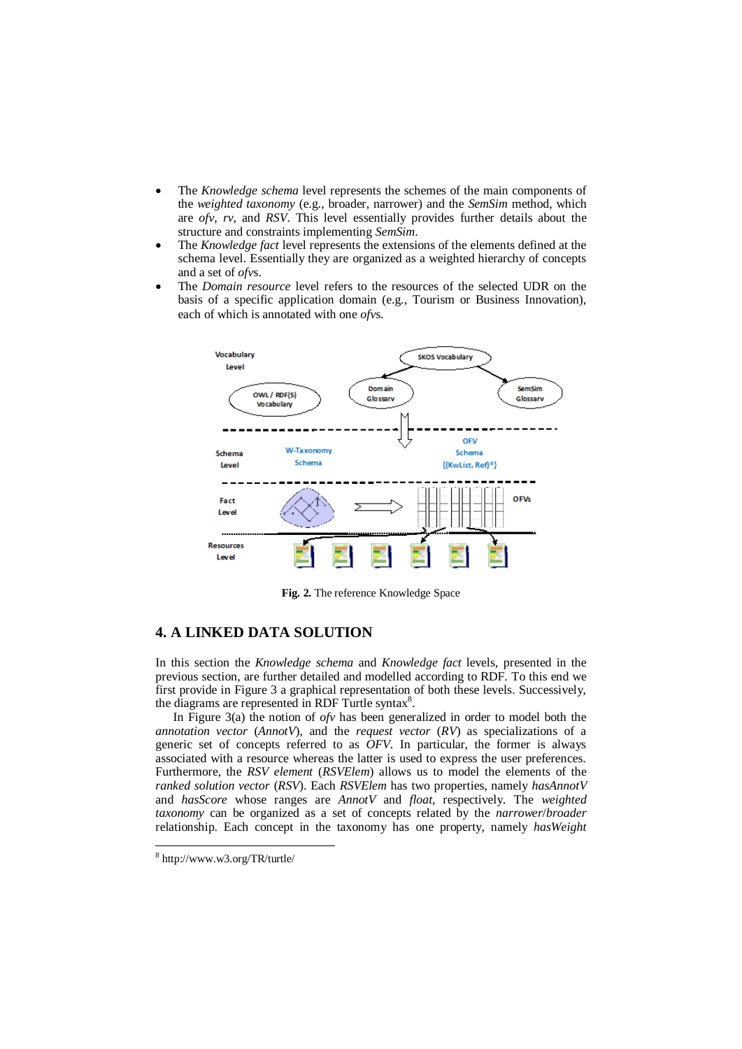- The *Knowledge schema* level represents the schemes of the main components of the *weighted taxonomy* (e.g., broader, narrower) and the *SemSim* method, which are *ofv*, *rv*, and *RSV*. This level essentially provides further details about the structure and constraints implementing *SemSim*.
- The *Knowledge fact* level represents the extensions of the elements defined at the schema level. Essentially they are organized as a weighted hierarchy of concepts and a set of *ofv*s.
- The *Domain resource* level refers to the resources of the selected UDR on the basis of a specific application domain (e.g., Tourism or Business Innovation), each of which is annotated with one *ofv*s.

**Fig. 2.** The reference Knowledge Space

## 4. A LINKED DATA SOLUTION

In this section the *Knowledge schema* and *Knowledge fact* levels, presented in the previous section, are further detailed and modelled according to RDF. To this end we first provide in Figure 3 a graphical representation of both these levels. Successively, the diagrams are represented in RDF Turtle syntax[8].

In Figure 3(a) the notion of *ofv* has been generalized in order to model both the *annotation vector* (*AnnotV*), and the *request vector* (*RV*) as specializations of a generic set of concepts referred to as *OFV*. In particular, the former is always associated with a resource whereas the latter is used to express the user preferences. Furthermore, the *RSV element* (*RSVElem*) allows us to model the elements of the *ranked solution vector* (*RSV*). Each *RSVElem* has two properties, namely *hasAnnotV* and *hasScore* whose ranges are *AnnotV* and *float*, respectively. The *weighted taxonomy* can be organized as a set of concepts related by the *narrower*/*broader* relationship. Each concept in the taxonomy has one property, namely *hasWeight*

[8] http://www.w3.org/TR/turtle/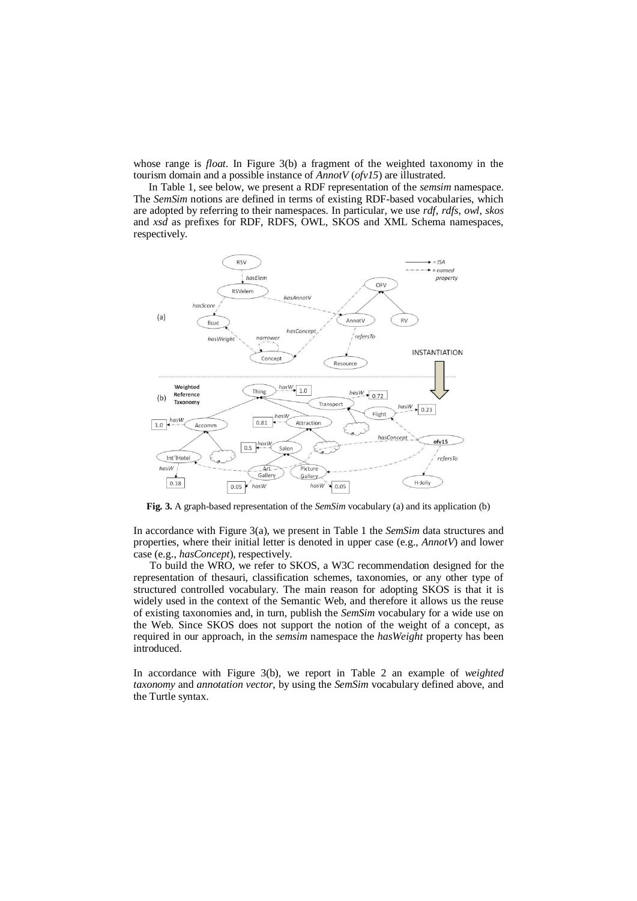whose range is *float*. In Figure 3(b) a fragment of the weighted taxonomy in the tourism domain and a possible instance of *AnnotV* (*ofv15*) are illustrated.

In Table 1, see below, we present a RDF representation of the *semsim* namespace. The *SemSim* notions are defined in terms of existing RDF-based vocabularies, which are adopted by referring to their namespaces. In particular, we use *rdf*, *rdfs*, *owl*, *skos* and *xsd* as prefixes for RDF, RDFS, OWL, SKOS and XML Schema namespaces, respectively.

**Fig. 3.** A graph-based representation of the *SemSim* vocabulary (a) and its application (b)

In accordance with Figure 3(a), we present in Table 1 the *SemSim* data structures and properties, where their initial letter is denoted in upper case (e.g., *AnnotV*) and lower case (e.g., *hasConcept*), respectively.

To build the WRO, we refer to SKOS, a W3C recommendation designed for the representation of thesauri, classification schemes, taxonomies, or any other type of structured controlled vocabulary. The main reason for adopting SKOS is that it is widely used in the context of the Semantic Web, and therefore it allows us the reuse of existing taxonomies and, in turn, publish the *SemSim* vocabulary for a wide use on the Web. Since SKOS does not support the notion of the weight of a concept, as required in our approach, in the *semsim* namespace the *hasWeight* property has been introduced.

In accordance with Figure 3(b), we report in Table 2 an example of *weighted taxonomy* and *annotation vector*, by using the *SemSim* vocabulary defined above, and the Turtle syntax.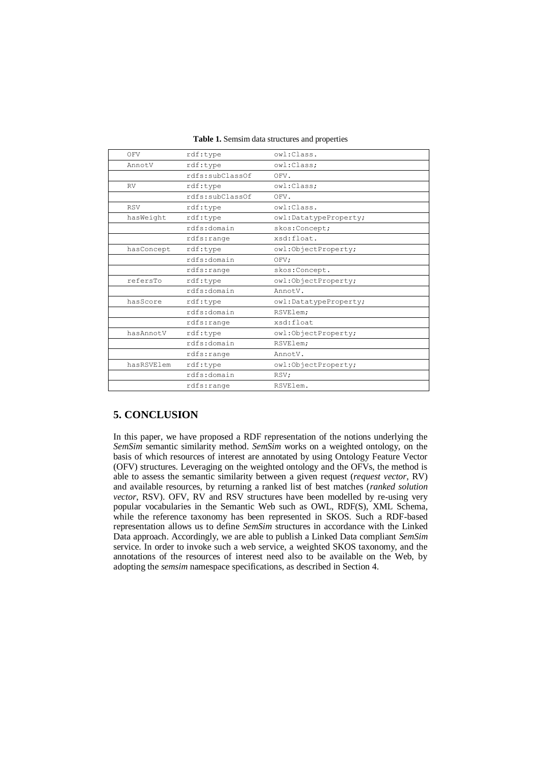**Table 1.** Semsim data structures and properties

| | | |
|---|---|---|
| OFV | rdf:type | owl:Class. |
| AnnotV | rdf:type | owl:Class; |
| | rdfs:subClassOf | OFV. |
| RV | rdf:type | owl:Class; |
| | rdfs:subClassOf | OFV. |
| RSV | rdf:type | owl:Class. |
| hasWeight | rdf:type | owl:DatatypeProperty; |
| | rdfs:domain | skos:Concept; |
| | rdfs:range | xsd:float. |
| hasConcept | rdf:type | owl:ObjectProperty; |
| | rdfs:domain | OFV; |
| | rdfs:range | skos:Concept. |
| refersTo | rdf:type | owl:ObjectProperty; |
| | rdfs:domain | AnnotV. |
| hasScore | rdf:type | owl:DatatypeProperty; |
| | rdfs:domain | RSVElem; |
| | rdfs:range | xsd:float |
| hasAnnotV | rdf:type | owl:ObjectProperty; |
| | rdfs:domain | RSVElem; |
| | rdfs:range | AnnotV. |
| hasRSVElem | rdf:type | owl:ObjectProperty; |
| | rdfs:domain | RSV; |
| | rdfs:range | RSVElem. |

## 5. CONCLUSION

In this paper, we have proposed a RDF representation of the notions underlying the *SemSim* semantic similarity method. *SemSim* works on a weighted ontology, on the basis of which resources of interest are annotated by using Ontology Feature Vector (OFV) structures. Leveraging on the weighted ontology and the OFVs, the method is able to assess the semantic similarity between a given request (*request vector*, RV) and available resources, by returning a ranked list of best matches (*ranked solution vector*, RSV). OFV, RV and RSV structures have been modelled by re-using very popular vocabularies in the Semantic Web such as OWL, RDF(S), XML Schema, while the reference taxonomy has been represented in SKOS. Such a RDF-based representation allows us to define *SemSim* structures in accordance with the Linked Data approach. Accordingly, we are able to publish a Linked Data compliant *SemSim* service. In order to invoke such a web service, a weighted SKOS taxonomy, and the annotations of the resources of interest need also to be available on the Web, by adopting the *semsim* namespace specifications, as described in Section 4.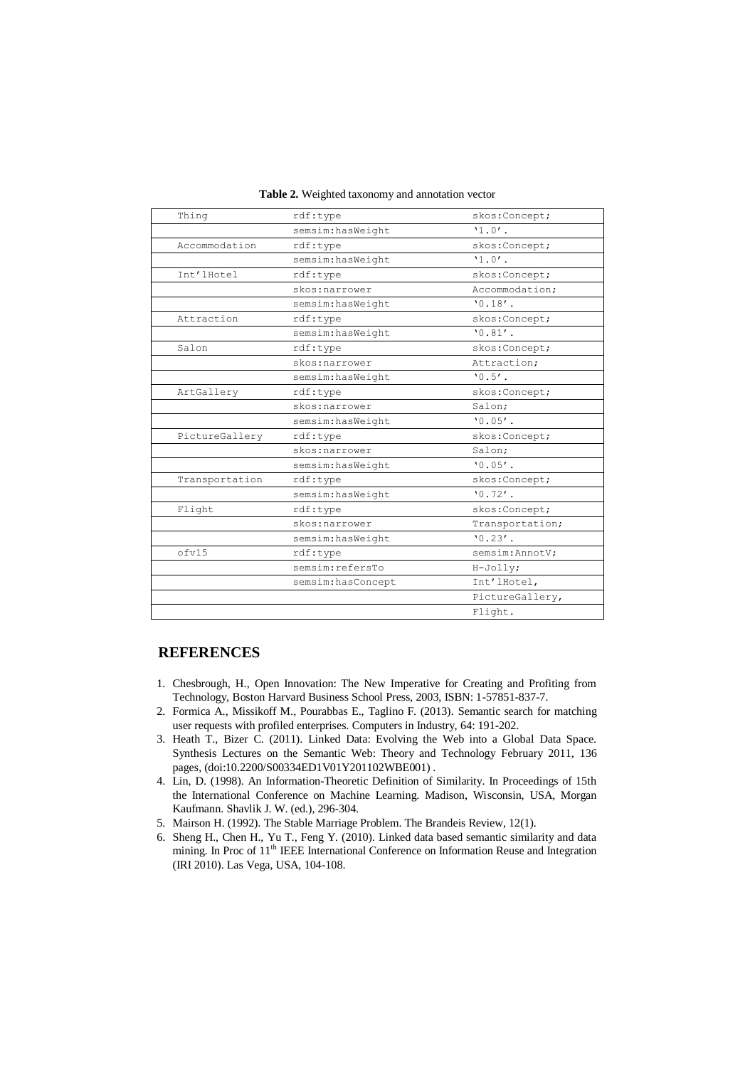**Table 2.** Weighted taxonomy and annotation vector

| | | |
|---|---|---|
| Thing | rdf:type | skos:Concept; |
| | semsim:hasWeight | '1.0'. |
| Accommodation | rdf:type | skos:Concept; |
| | semsim:hasWeight | '1.0'. |
| Int'lHotel | rdf:type | skos:Concept; |
| | skos:narrower | Accommodation; |
| | semsim:hasWeight | '0.18'. |
| Attraction | rdf:type | skos:Concept; |
| | semsim:hasWeight | '0.81'. |
| Salon | rdf:type | skos:Concept; |
| | skos:narrower | Attraction; |
| | semsim:hasWeight | '0.5'. |
| ArtGallery | rdf:type | skos:Concept; |
| | skos:narrower | Salon; |
| | semsim:hasWeight | '0.05'. |
| PictureGallery | rdf:type | skos:Concept; |
| | skos:narrower | Salon; |
| | semsim:hasWeight | '0.05'. |
| Transportation | rdf:type | skos:Concept; |
| | semsim:hasWeight | '0.72'. |
| Flight | rdf:type | skos:Concept; |
| | skos:narrower | Transportation; |
| | semsim:hasWeight | '0.23'. |
| ofv15 | rdf:type | semsim:AnnotV; |
| | semsim:refersTo | H-Jolly; |
| | semsim:hasConcept | Int'lHotel, |
| | | PictureGallery, |
| | | Flight. |

## REFERENCES

1. Chesbrough, H., Open Innovation: The New Imperative for Creating and Profiting from Technology, Boston Harvard Business School Press, 2003, ISBN: 1-57851-837-7.
2. Formica A., Missikoff M., Pourabbas E., Taglino F. (2013). Semantic search for matching user requests with profiled enterprises. Computers in Industry, 64: 191-202.
3. Heath T., Bizer C. (2011). Linked Data: Evolving the Web into a Global Data Space. Synthesis Lectures on the Semantic Web: Theory and Technology February 2011, 136 pages, (doi:10.2200/S00334ED1V01Y201102WBE001) .
4. Lin, D. (1998). An Information-Theoretic Definition of Similarity. In Proceedings of 15th the International Conference on Machine Learning. Madison, Wisconsin, USA, Morgan Kaufmann. Shavlik J. W. (ed.), 296-304.
5. Mairson H. (1992). The Stable Marriage Problem. The Brandeis Review, 12(1).
6. Sheng H., Chen H., Yu T., Feng Y. (2010). Linked data based semantic similarity and data mining. In Proc of 11th IEEE International Conference on Information Reuse and Integration (IRI 2010). Las Vega, USA, 104-108.